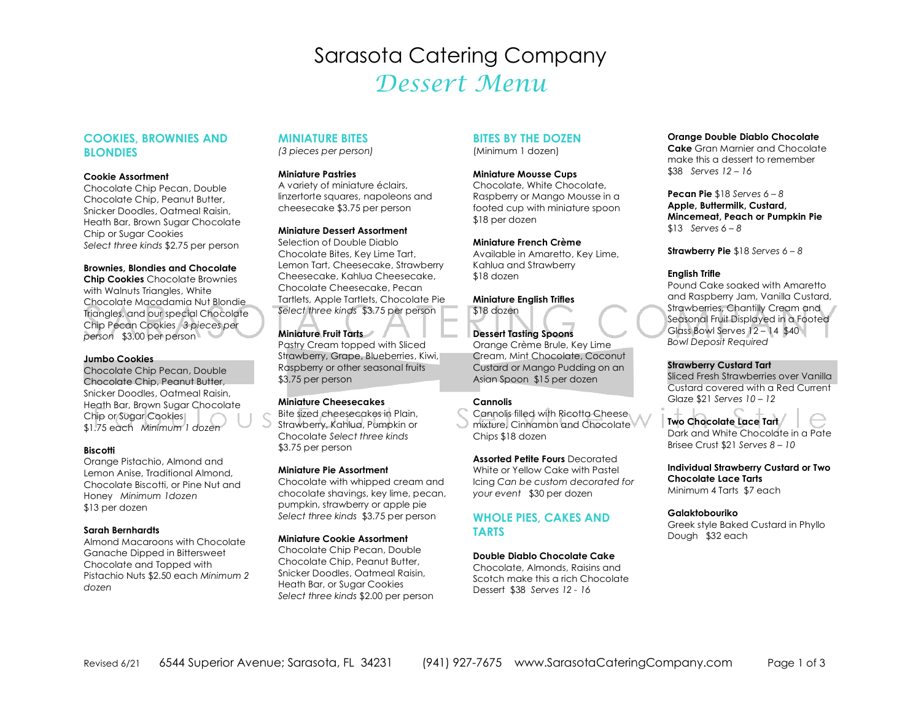# Sarasota Catering Company

## *Dessert Menu*

### COOKIES, BROWNIES AND BLONDIES

**Cookie Assortment**
Chocolate Chip Pecan, Double Chocolate Chip, Peanut Butter, Snicker Doodles, Oatmeal Raisin, Heath Bar, Brown Sugar Chocolate Chip or Sugar Cookies
*Select three kinds* $2.75 per person

**Brownies, Blondies and Chocolate Chip Cookies** Chocolate Brownies with Walnuts Triangles, White Chocolate Macadamia Nut Blondie Triangles, and our special Chocolate Chip Pecan Cookies *3 pieces per person* $3.00 per person

**Jumbo Cookies**
Chocolate Chip Pecan, Double Chocolate Chip, Peanut Butter, Snicker Doodles, Oatmeal Raisin, Heath Bar, Brown Sugar Chocolate Chip or Sugar Cookies
$1.75 each *Minimum 1 dozen*

**Biscotti**
Orange Pistachio, Almond and Lemon Anise, Traditional Almond, Chocolate Biscotti, or Pine Nut and Honey *Minimum 1dozen*
$13 per dozen

**Sarah Bernhardts**
Almond Macaroons with Chocolate Ganache Dipped in Bittersweet Chocolate and Topped with Pistachio Nuts $2.50 each *Minimum 2 dozen*

### MINIATURE BITES

*(3 pieces per person)*

**Miniature Pastries**
A variety of miniature éclairs, linzertorte squares, napoleons and cheesecake $3.75 per person

**Miniature Dessert Assortment**
Selection of Double Diablo Chocolate Bites, Key Lime Tart, Lemon Tart, Cheesecake, Strawberry Cheesecake, Kahlua Cheesecake, Chocolate Cheesecake, Pecan Tartlets, Apple Tartlets, Chocolate Pie
*Select three kinds* $3.75 per person

**Miniature Fruit Tarts**
Pastry Cream topped with Sliced Strawberry, Grape, Blueberries, Kiwi, Raspberry or other seasonal fruits
$3.75 per person

**Miniature Cheesecakes**
Bite sized cheesecakes in Plain, Strawberry, Kahlua, Pumpkin or Chocolate *Select three kinds*
$3.75 per person

**Miniature Pie Assortment**
Chocolate with whipped cream and chocolate shavings, key lime, pecan, pumpkin, strawberry or apple pie
*Select three kinds* $3.75 per person

**Miniature Cookie Assortment**
Chocolate Chip Pecan, Double Chocolate Chip, Peanut Butter, Snicker Doodles, Oatmeal Raisin, Heath Bar, or Sugar Cookies
*Select three kinds* $2.00 per person

### BITES BY THE DOZEN

(Minimum 1 dozen)

**Miniature Mousse Cups**
Chocolate, White Chocolate, Raspberry or Mango Mousse in a footed cup with miniature spoon
$18 per dozen

**Miniature French Crème**
Available in Amaretto, Key Lime, Kahlua and Strawberry
$18 dozen

**Miniature English Trifles**
$18 dozen

**Dessert Tasting Spoons**
Orange Crème Brule, Key Lime Cream, Mint Chocolate, Coconut Custard or Mango Pudding on an Asian Spoon $15 per dozen

**Cannolis**
Cannolis filled with Ricotta Cheese mixture, Cinnamon and Chocolate Chips $18 dozen

**Assorted Petite Fours** Decorated White or Yellow Cake with Pastel Icing *Can be custom decorated for your event* $30 per dozen

### WHOLE PIES, CAKES AND TARTS

**Double Diablo Chocolate Cake**
Chocolate, Almonds, Raisins and Scotch make this a rich Chocolate Dessert $38 *Serves 12 - 16*

**Orange Double Diablo Chocolate Cake** Gran Marnier and Chocolate make this a dessert to remember
$38 *Serves 12 – 16*

**Pecan Pie** $18 *Serves 6 – 8*
**Apple, Buttermilk, Custard, Mincemeat, Peach or Pumpkin Pie**
$13 *Serves 6 – 8*

**Strawberry Pie** $18 *Serves 6 – 8*

**English Trifle**
Pound Cake soaked with Amaretto and Raspberry Jam, Vanilla Custard, Strawberries, Chantilly Cream and Seasonal Fruit Displayed in a Footed Glass Bowl Serves 12 – 14 $40
*Bowl Deposit Required*

**Strawberry Custard Tart**
Sliced Fresh Strawberries over Vanilla Custard covered with a Red Current Glaze $21 *Serves 10 – 12*

**Two Chocolate Lace Tart**
Dark and White Chocolate in a Pate Brisee Crust $21 *Serves 8 – 10*

**Individual Strawberry Custard or Two Chocolate Lace Tarts**
Minimum 4 Tarts $7 each

**Galaktobouriko**
Greek style Baked Custard in Phyllo Dough $32 each

Revised 6/21 6544 Superior Avenue; Sarasota, FL 34231 (941) 927-7675 www.SarasotaCateringCompany.com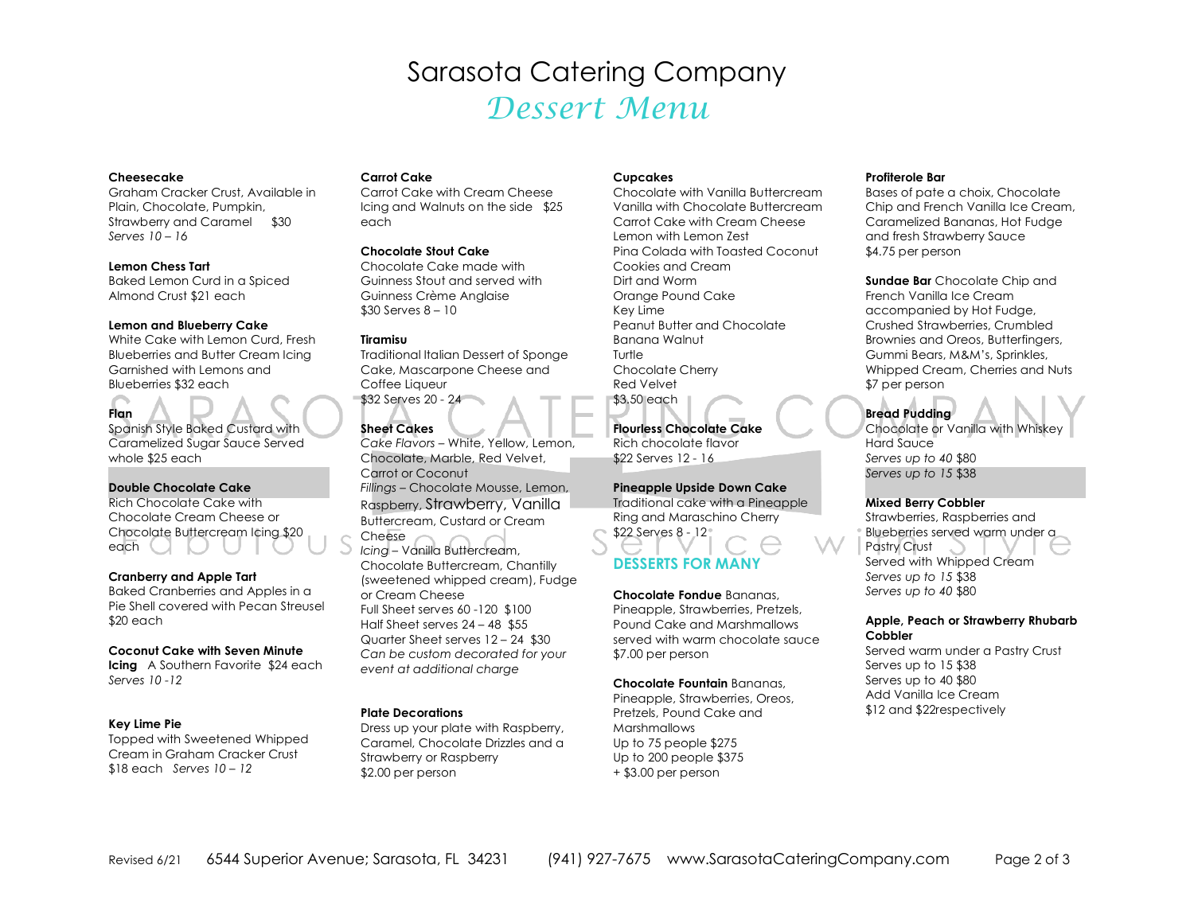# Sarasota Catering Company

## *Dessert Menu*

**Cheesecake**
Graham Cracker Crust, Available in Plain, Chocolate, Pumpkin, Strawberry and Caramel $30
*Serves 10 – 16*

**Lemon Chess Tart**
Baked Lemon Curd in a Spiced Almond Crust $21 each

**Lemon and Blueberry Cake**
White Cake with Lemon Curd, Fresh Blueberries and Butter Cream Icing Garnished with Lemons and Blueberries $32 each

**Flan**
Spanish Style Baked Custard with Caramelized Sugar Sauce Served whole $25 each

**Double Chocolate Cake**
Rich Chocolate Cake with Chocolate Cream Cheese or Chocolate Buttercream Icing $20 each

**Cranberry and Apple Tart**
Baked Cranberries and Apples in a Pie Shell covered with Pecan Streusel $20 each

**Coconut Cake with Seven Minute Icing** A Southern Favorite $24 each
*Serves 10 -12*

**Key Lime Pie**
Topped with Sweetened Whipped Cream in Graham Cracker Crust
$18 each *Serves 10 – 12*

**Carrot Cake**
Carrot Cake with Cream Cheese Icing and Walnuts on the side $25 each

**Chocolate Stout Cake**
Chocolate Cake made with Guinness Stout and served with Guinness Crème Anglaise
$30 Serves 8 – 10

**Tiramisu**
Traditional Italian Dessert of Sponge Cake, Mascarpone Cheese and Coffee Liqueur
$32 Serves 20 - 24

**Sheet Cakes**
*Cake Flavors* – White, Yellow, Lemon, Chocolate, Marble, Red Velvet, Carrot or Coconut
*Fillings* – Chocolate Mousse, Lemon, Raspberry, Strawberry, Vanilla Buttercream, Custard or Cream Cheese
*Icing* – Vanilla Buttercream, Chocolate Buttercream, Chantilly (sweetened whipped cream), Fudge or Cream Cheese
Full Sheet serves 60 -120 $100
Half Sheet serves 24 – 48 $55
Quarter Sheet serves 12 – 24 $30
*Can be custom decorated for your event at additional charge*

**Plate Decorations**
Dress up your plate with Raspberry, Caramel, Chocolate Drizzles and a Strawberry or Raspberry
$2.00 per person

**Cupcakes**
Chocolate with Vanilla Buttercream
Vanilla with Chocolate Buttercream
Carrot Cake with Cream Cheese
Lemon with Lemon Zest
Pina Colada with Toasted Coconut
Cookies and Cream
Dirt and Worm
Orange Pound Cake
Key Lime
Peanut Butter and Chocolate
Banana Walnut
Turtle
Chocolate Cherry
Red Velvet
$3.50 each

**Flourless Chocolate Cake**
Rich chocolate flavor
$22 Serves 12 - 16

**Pineapple Upside Down Cake**
Traditional cake with a Pineapple Ring and Maraschino Cherry
$22 Serves 8 - 12

## DESSERTS FOR MANY

**Chocolate Fondue** Bananas, Pineapple, Strawberries, Pretzels, Pound Cake and Marshmallows served with warm chocolate sauce
$7.00 per person

**Chocolate Fountain** Bananas, Pineapple, Strawberries, Oreos, Pretzels, Pound Cake and Marshmallows
Up to 75 people $275
Up to 200 people $375
+ $3.00 per person

**Profiterole Bar**
Bases of pate a choix, Chocolate Chip and French Vanilla Ice Cream, Caramelized Bananas, Hot Fudge and fresh Strawberry Sauce
$4.75 per person

**Sundae Bar** Chocolate Chip and French Vanilla Ice Cream accompanied by Hot Fudge, Crushed Strawberries, Crumbled Brownies and Oreos, Butterfingers, Gummi Bears, M&M's, Sprinkles, Whipped Cream, Cherries and Nuts
$7 per person

**Bread Pudding**
Chocolate or Vanilla with Whiskey Hard Sauce
*Serves up to 40* $80
*Serves up to 15* $38

**Mixed Berry Cobbler**
Strawberries, Raspberries and Blueberries served warm under a Pastry Crust
Served with Whipped Cream
*Serves up to 15* $38
*Serves up to 40* $80

**Apple, Peach or Strawberry Rhubarb Cobbler**
Served warm under a Pastry Crust
Serves up to 15 $38
Serves up to 40 $80
Add Vanilla Ice Cream
$12 and $22respectively

Revised 6/21 6544 Superior Avenue; Sarasota, FL 34231 (941) 927-7675 www.SarasotaCateringCompany.com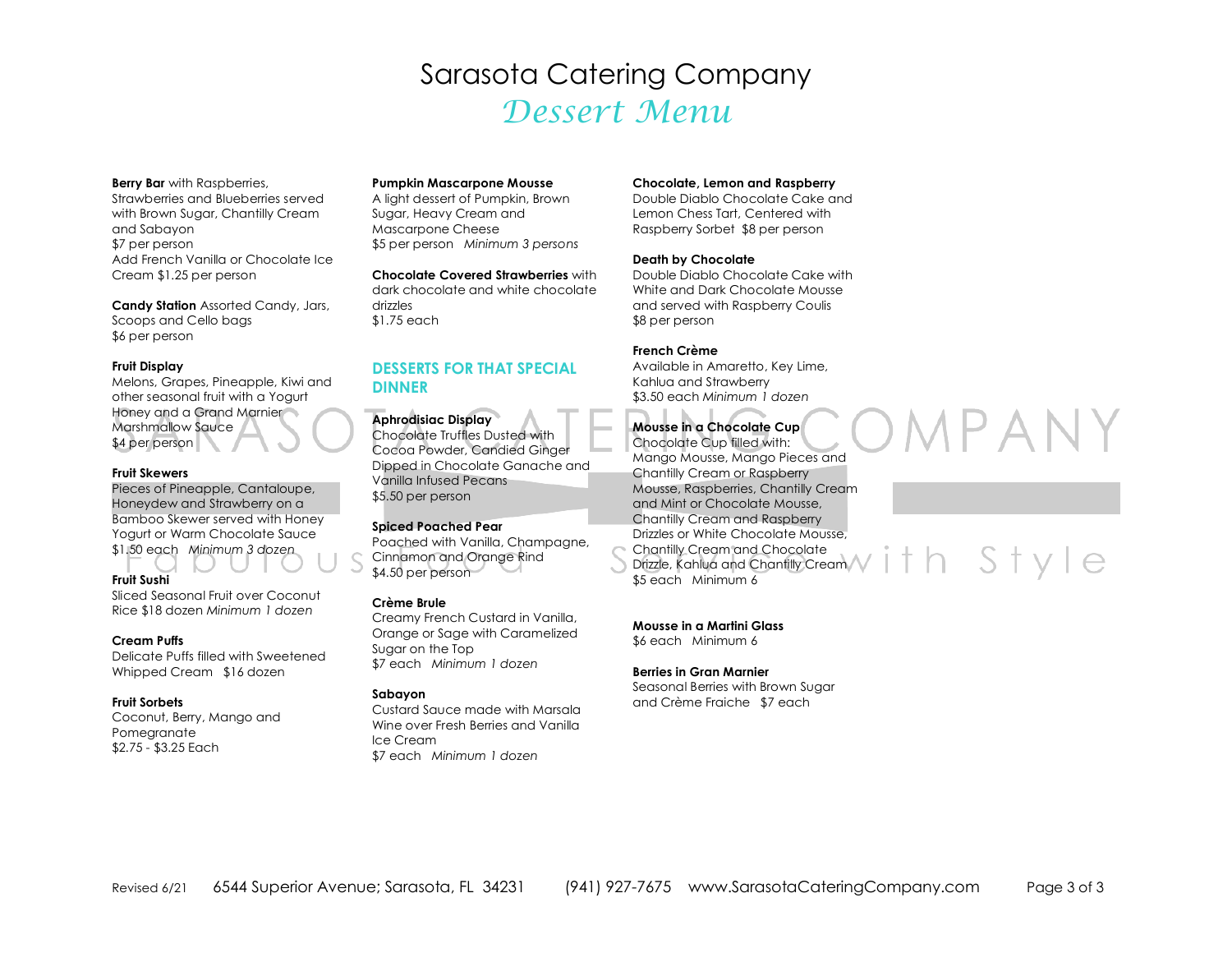# Sarasota Catering Company

## Dessert Menu

**Berry Bar** with Raspberries, Strawberries and Blueberries served with Brown Sugar, Chantilly Cream and Sabayon
$7 per person
Add French Vanilla or Chocolate Ice Cream $1.25 per person

**Candy Station** Assorted Candy, Jars, Scoops and Cello bags
$6 per person

**Fruit Display**
Melons, Grapes, Pineapple, Kiwi and other seasonal fruit with a Yogurt Honey and a Grand Marnier Marshmallow Sauce
$4 per person

**Fruit Skewers**
Pieces of Pineapple, Cantaloupe, Honeydew and Strawberry on a Bamboo Skewer served with Honey Yogurt or Warm Chocolate Sauce
$1.50 each *Minimum 3 dozen*

**Fruit Sushi**
Sliced Seasonal Fruit over Coconut Rice $18 dozen *Minimum 1 dozen*

**Cream Puffs**
Delicate Puffs filled with Sweetened Whipped Cream $16 dozen

**Fruit Sorbets**
Coconut, Berry, Mango and Pomegranate
$2.75 - $3.25 Each

**Pumpkin Mascarpone Mousse**
A light dessert of Pumpkin, Brown Sugar, Heavy Cream and Mascarpone Cheese
$5 per person *Minimum 3 persons*

**Chocolate Covered Strawberries** with dark chocolate and white chocolate drizzles
$1.75 each

### DESSERTS FOR THAT SPECIAL DINNER

**Aphrodisiac Display**
Chocolate Truffles Dusted with Cocoa Powder, Candied Ginger Dipped in Chocolate Ganache and Vanilla Infused Pecans
$5.50 per person

**Spiced Poached Pear**
Poached with Vanilla, Champagne, Cinnamon and Orange Rind
$4.50 per person

**Crème Brule**
Creamy French Custard in Vanilla, Orange or Sage with Caramelized Sugar on the Top
$7 each *Minimum 1 dozen*

**Sabayon**
Custard Sauce made with Marsala Wine over Fresh Berries and Vanilla Ice Cream
$7 each *Minimum 1 dozen*

**Chocolate, Lemon and Raspberry**
Double Diablo Chocolate Cake and Lemon Chess Tart, Centered with Raspberry Sorbet $8 per person

**Death by Chocolate**
Double Diablo Chocolate Cake with White and Dark Chocolate Mousse and served with Raspberry Coulis
$8 per person

**French Crème**
Available in Amaretto, Key Lime, Kahlua and Strawberry
$3.50 each *Minimum 1 dozen*

**Mousse in a Chocolate Cup**
Chocolate Cup filled with:
Mango Mousse, Mango Pieces and Chantilly Cream or Raspberry Mousse, Raspberries, Chantilly Cream and Mint or Chocolate Mousse, Chantilly Cream and Raspberry Drizzles or White Chocolate Mousse, Chantilly Cream and Chocolate Drizzle, Kahlua and Chantilly Cream
$5 each Minimum 6

**Mousse in a Martini Glass**
$6 each Minimum 6

**Berries in Gran Marnier**
Seasonal Berries with Brown Sugar and Crème Fraiche $7 each

Revised 6/21 6544 Superior Avenue; Sarasota, FL 34231 (941) 927-7675 www.SarasotaCateringCompany.com